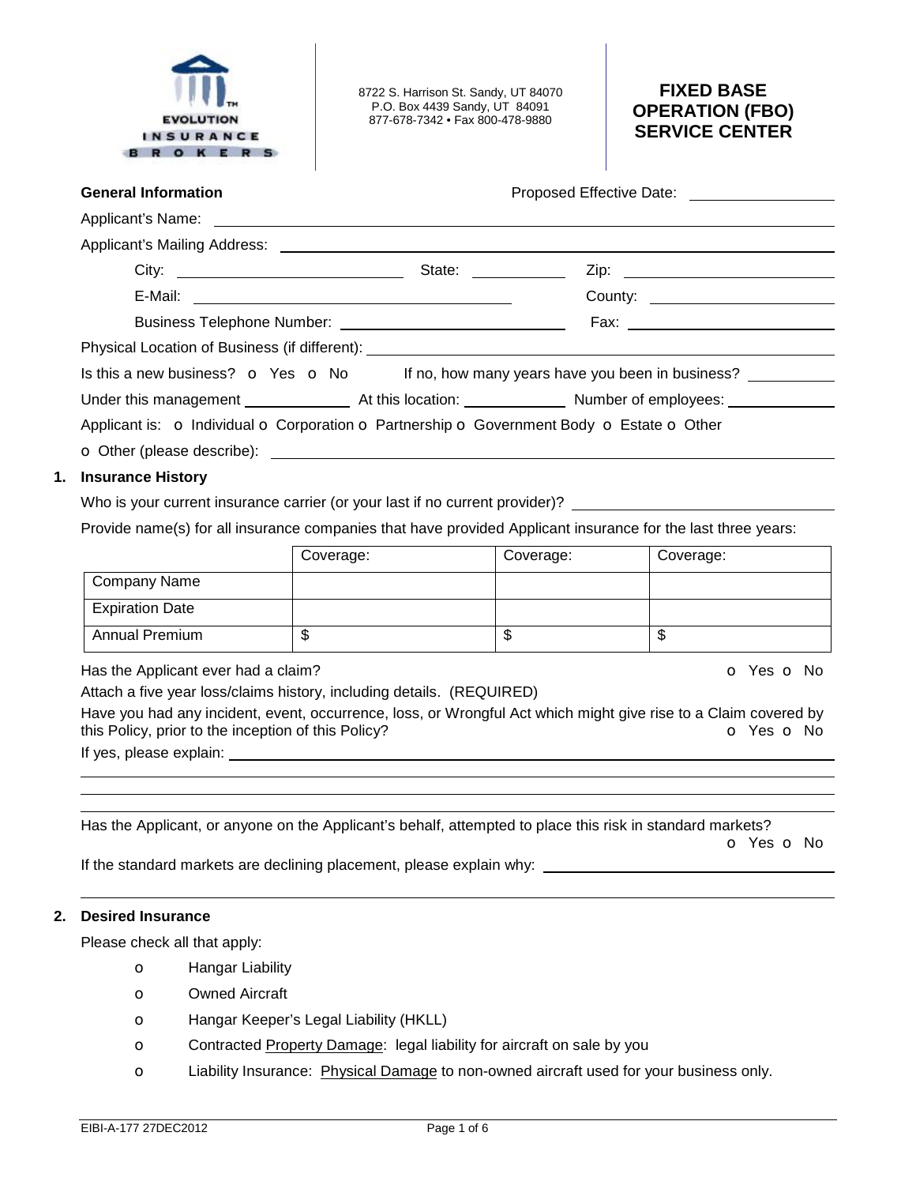EVOLUTION INSURANCE BROKERS

8722 S. Harrison St. Sandy, UT 84070
P.O. Box 4439 Sandy, UT 84091
877-678-7342 • Fax 800-478-9880

# FIXED BASE OPERATION (FBO) SERVICE CENTER

**General Information** Proposed Effective Date: ______________

Applicant's Name: ______________________________

Applicant's Mailing Address: ______________________________

City: ______________ State: ________ Zip: ______________

E-Mail: ______________________ County: ______________

Business Telephone Number: ______________ Fax: ______________

Physical Location of Business (if different): ______________________________

Is this a new business? o Yes o No If no, how many years have you been in business? ________

Under this management ________ At this location: ________ Number of employees: ________

Applicant is: o Individual o Corporation o Partnership o Government Body o Estate o Other

o Other (please describe): ______________________________

## 1. Insurance History

Who is your current insurance carrier (or your last if no current provider)? ______________________

Provide name(s) for all insurance companies that have provided Applicant insurance for the last three years:

| | Coverage: | Coverage: | Coverage: |
|---|---|---|---|
| Company Name | | | |
| Expiration Date | | | |
| Annual Premium | $ | $ | $ |

Has the Applicant ever had a claim? o Yes o No

Attach a five year loss/claims history, including details. (REQUIRED)

Have you had any incident, event, occurrence, loss, or Wrongful Act which might give rise to a Claim covered by this Policy, prior to the inception of this Policy? o Yes o No

If yes, please explain: ______________________________

Has the Applicant, or anyone on the Applicant's behalf, attempted to place this risk in standard markets? o Yes o No

If the standard markets are declining placement, please explain why: ______________________

## 2. Desired Insurance

Please check all that apply:

- o Hangar Liability
- o Owned Aircraft
- o Hangar Keeper's Legal Liability (HKLL)
- o Contracted Property Damage: legal liability for aircraft on sale by you
- o Liability Insurance: Physical Damage to non-owned aircraft used for your business only.

EIBI-A-177 27DEC2012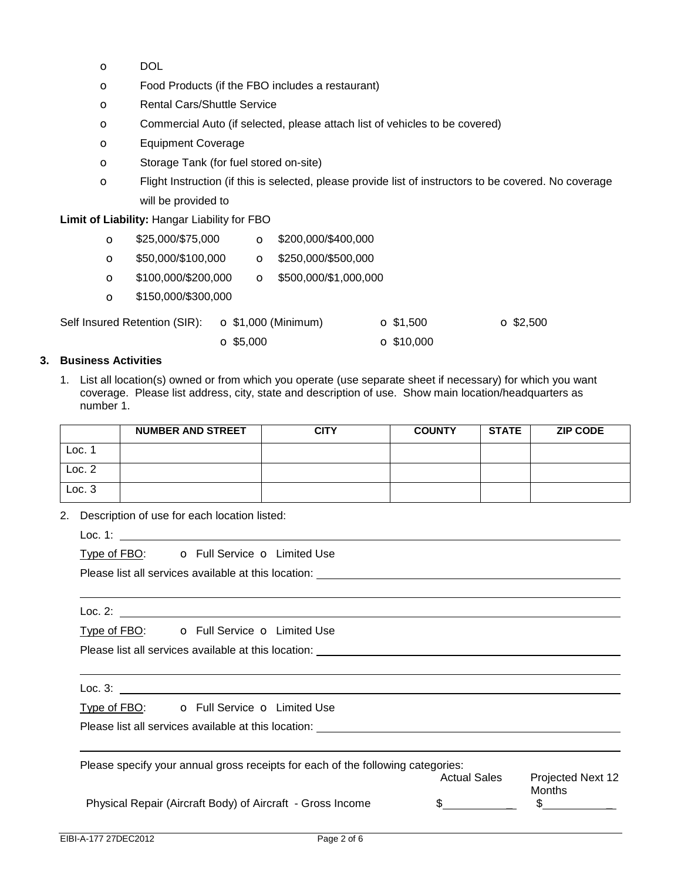- o DOL
- o Food Products (if the FBO includes a restaurant)
- o Rental Cars/Shuttle Service
- o Commercial Auto (if selected, please attach list of vehicles to be covered)
- o Equipment Coverage
- o Storage Tank (for fuel stored on-site)
- o Flight Instruction (if this is selected, please provide list of instructors to be covered. No coverage will be provided to

**Limit of Liability:** Hangar Liability for FBO

- o $25,000/$75,000
- o $50,000/$100,000
- o $100,000/$200,000
- o $150,000/$300,000
- o $200,000/$400,000
- o $250,000/$500,000
- o $500,000/$1,000,000

Self Insured Retention (SIR): o $1,000 (Minimum) o $1,500 o $2,500 o $5,000 o $10,000

## 3. Business Activities

1. List all location(s) owned or from which you operate (use separate sheet if necessary) for which you want coverage. Please list address, city, state and description of use. Show main location/headquarters as number 1.

| | NUMBER AND STREET | CITY | COUNTY | STATE | ZIP CODE |
|---|---|---|---|---|---|
| Loc. 1 | | | | | |
| Loc. 2 | | | | | |
| Loc. 3 | | | | | |

2. Description of use for each location listed:

   Loc. 1: ____________________

   Type of FBO: o Full Service o Limited Use

   Please list all services available at this location: ____________________

   ____________________

   Loc. 2: ____________________

   Type of FBO: o Full Service o Limited Use

   Please list all services available at this location: ____________________

   ____________________

   Loc. 3: ____________________

   Type of FBO: o Full Service o Limited Use

   Please list all services available at this location: ____________________

   ____________________

   Please specify your annual gross receipts for each of the following categories:

| | Actual Sales | Projected Next 12 Months |
|---|---|---|
| Physical Repair (Aircraft Body) of Aircraft - Gross Income | $__________ | $__________ |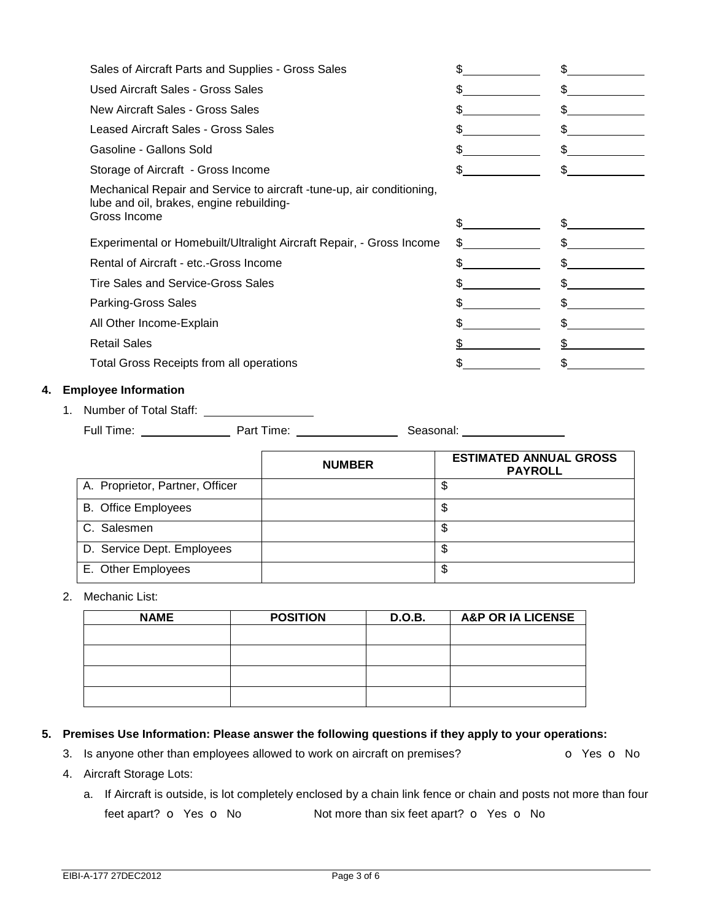| | | |
|---|---|---|
| Sales of Aircraft Parts and Supplies - Gross Sales | $ | $ |
| Used Aircraft Sales - Gross Sales | $ | $ |
| New Aircraft Sales - Gross Sales | $ | $ |
| Leased Aircraft Sales - Gross Sales | $ | $ |
| Gasoline - Gallons Sold | $ | $ |
| Storage of Aircraft - Gross Income | $ | $ |
| Mechanical Repair and Service to aircraft -tune-up, air conditioning, lube and oil, brakes, engine rebuilding- Gross Income | $ | $ |
| Experimental or Homebuilt/Ultralight Aircraft Repair, - Gross Income | $ | $ |
| Rental of Aircraft - etc.-Gross Income | $ | $ |
| Tire Sales and Service-Gross Sales | $ | $ |
| Parking-Gross Sales | $ | $ |
| All Other Income-Explain | $ | $ |
| Retail Sales | $ | $ |
| Total Gross Receipts from all operations | $ | $ |

## 4. Employee Information

1. Number of Total Staff: ________________

   Full Time: ______________ Part Time: ______________ Seasonal: ______________

| | NUMBER | ESTIMATED ANNUAL GROSS PAYROLL |
|---|---|---|
| A. Proprietor, Partner, Officer | | $ |
| B. Office Employees | | $ |
| C. Salesmen | | $ |
| D. Service Dept. Employees | | $ |
| E. Other Employees | | $ |

2. Mechanic List:

| NAME | POSITION | D.O.B. | A&P OR IA LICENSE |
|---|---|---|---|
| | | | |
| | | | |
| | | | |
| | | | |

## 5. Premises Use Information: Please answer the following questions if they apply to your operations:

3. Is anyone other than employees allowed to work on aircraft on premises? o Yes o No
4. Aircraft Storage Lots:
   a. If Aircraft is outside, is lot completely enclosed by a chain link fence or chain and posts not more than four feet apart? o Yes o No Not more than six feet apart? o Yes o No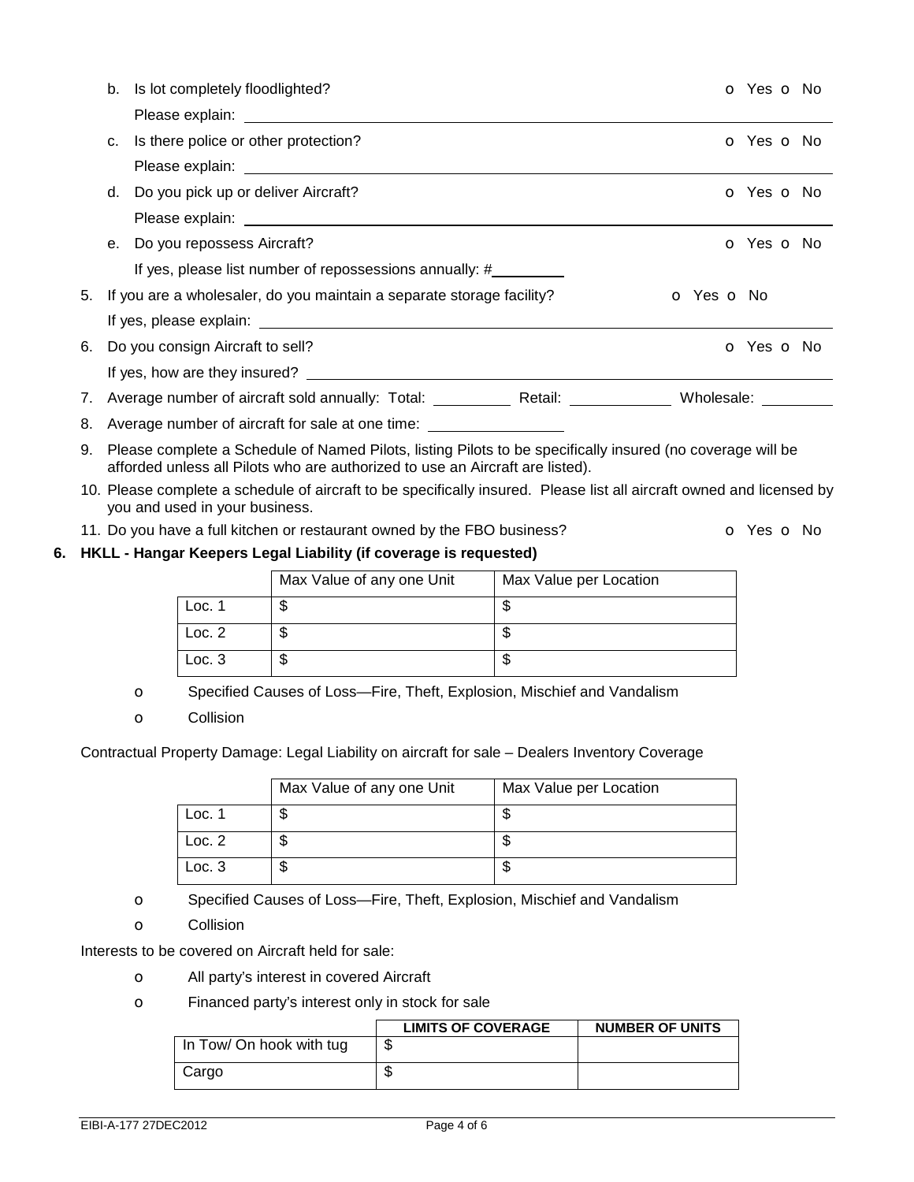b. Is lot completely floodlighted? o Yes o No

   Please explain: ______________________________________________

c. Is there police or other protection? o Yes o No

   Please explain: ______________________________________________

d. Do you pick up or deliver Aircraft? o Yes o No

   Please explain: ______________________________________________

e. Do you repossess Aircraft? o Yes o No

   If yes, please list number of repossessions annually: #_________

5. If you are a wholesaler, do you maintain a separate storage facility? o Yes o No

   If yes, please explain: ______________________________________________

6. Do you consign Aircraft to sell? o Yes o No

   If yes, how are they insured? ______________________________________________

7. Average number of aircraft sold annually: Total: _________ Retail: ____________ Wholesale: ________

8. Average number of aircraft for sale at one time: ________________

9. Please complete a Schedule of Named Pilots, listing Pilots to be specifically insured (no coverage will be afforded unless all Pilots who are authorized to use an Aircraft are listed).

10. Please complete a schedule of aircraft to be specifically insured. Please list all aircraft owned and licensed by you and used in your business.

11. Do you have a full kitchen or restaurant owned by the FBO business? o Yes o No

## 6. HKLL - Hangar Keepers Legal Liability (if coverage is requested)

| | Max Value of any one Unit | Max Value per Location |
|---|---|---|
| Loc. 1 | $ | $ |
| Loc. 2 | $ | $ |
| Loc. 3 | $ | $ |

o Specified Causes of Loss—Fire, Theft, Explosion, Mischief and Vandalism

o Collision

Contractual Property Damage: Legal Liability on aircraft for sale – Dealers Inventory Coverage

| | Max Value of any one Unit | Max Value per Location |
|---|---|---|
| Loc. 1 | $ | $ |
| Loc. 2 | $ | $ |
| Loc. 3 | $ | $ |

o Specified Causes of Loss—Fire, Theft, Explosion, Mischief and Vandalism

o Collision

Interests to be covered on Aircraft held for sale:

o All party's interest in covered Aircraft

o Financed party's interest only in stock for sale

| | LIMITS OF COVERAGE | NUMBER OF UNITS |
|---|---|---|
| In Tow/ On hook with tug | $ | |
| Cargo | $ | |

EIBI-A-177 27DEC2012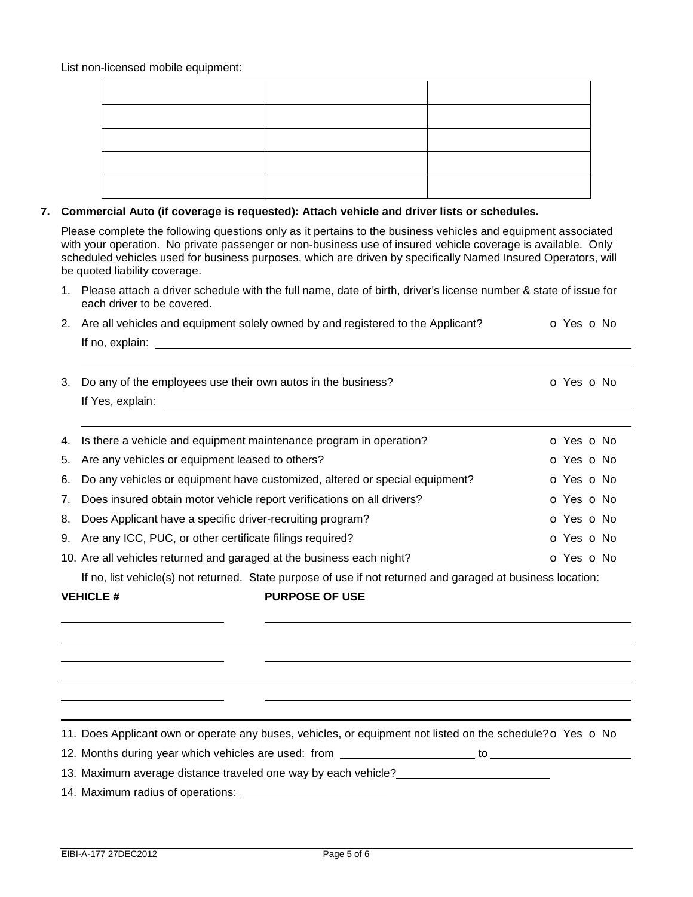List non-licensed mobile equipment:

| | | |
|---|---|---|
| | | |
| | | |
| | | |
| | | |
| | | |

**7. Commercial Auto (if coverage is requested): Attach vehicle and driver lists or schedules.**

Please complete the following questions only as it pertains to the business vehicles and equipment associated with your operation. No private passenger or non-business use of insured vehicle coverage is available. Only scheduled vehicles used for business purposes, which are driven by specifically Named Insured Operators, will be quoted liability coverage.

1. Please attach a driver schedule with the full name, date of birth, driver's license number & state of issue for each driver to be covered.
2. Are all vehicles and equipment solely owned by and registered to the Applicant? o Yes o No

   If no, explain: ______________________________

3. Do any of the employees use their own autos in the business? o Yes o No

   If Yes, explain: ______________________________

4. Is there a vehicle and equipment maintenance program in operation? o Yes o No
5. Are any vehicles or equipment leased to others? o Yes o No
6. Do any vehicles or equipment have customized, altered or special equipment? o Yes o No
7. Does insured obtain motor vehicle report verifications on all drivers? o Yes o No
8. Does Applicant have a specific driver-recruiting program? o Yes o No
9. Are any ICC, PUC, or other certificate filings required? o Yes o No
10. Are all vehicles returned and garaged at the business each night? o Yes o No

    If no, list vehicle(s) not returned. State purpose of use if not returned and garaged at business location:

| VEHICLE # | PURPOSE OF USE |
|---|---|
| | |
| | |
| | |

11. Does Applicant own or operate any buses, vehicles, or equipment not listed on the schedule? o Yes o No
12. Months during year which vehicles are used: from ____________ to ____________
13. Maximum average distance traveled one way by each vehicle? ____________
14. Maximum radius of operations: ____________

EIBI-A-177 27DEC2012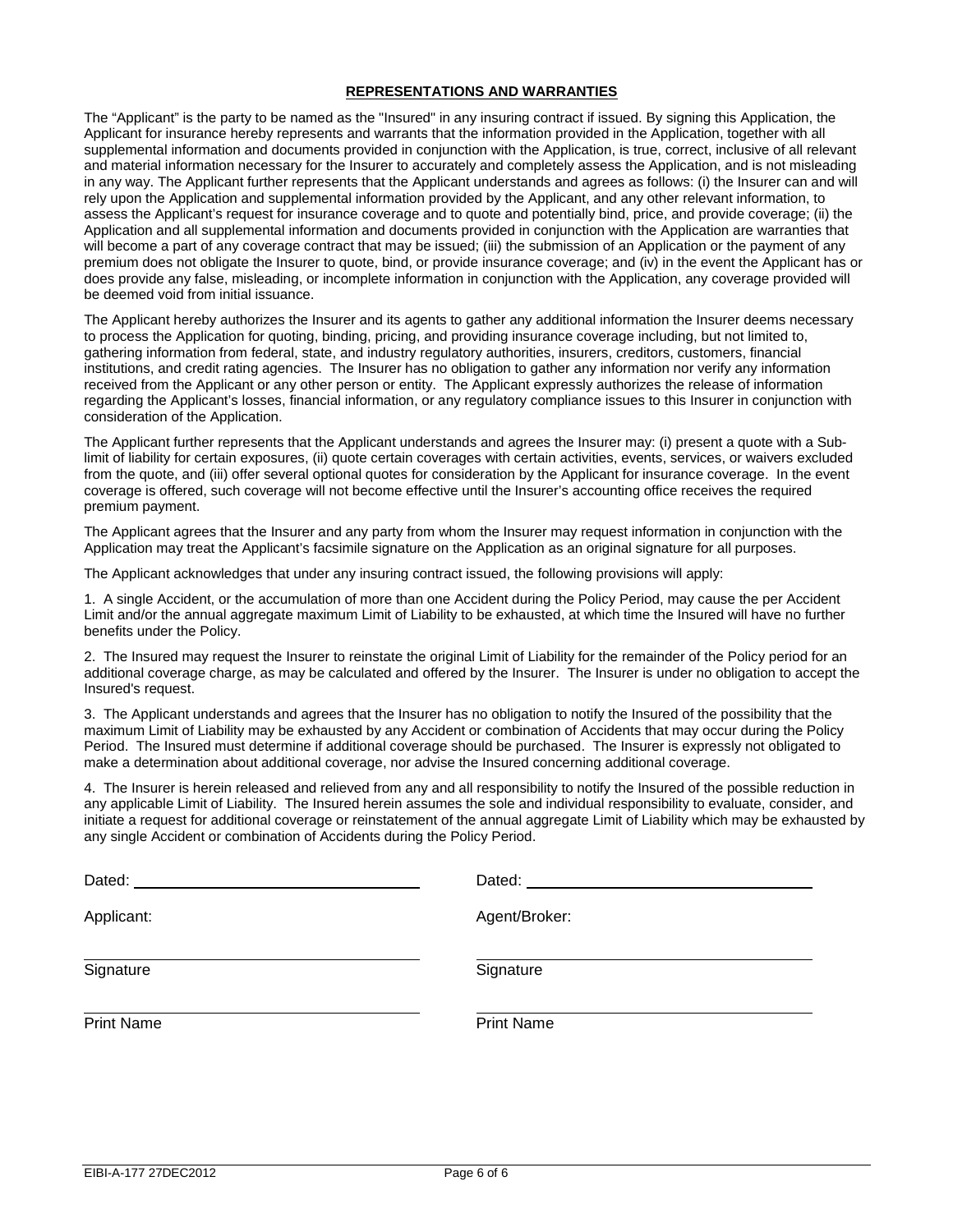## REPRESENTATIONS AND WARRANTIES

The "Applicant" is the party to be named as the "Insured" in any insuring contract if issued. By signing this Application, the Applicant for insurance hereby represents and warrants that the information provided in the Application, together with all supplemental information and documents provided in conjunction with the Application, is true, correct, inclusive of all relevant and material information necessary for the Insurer to accurately and completely assess the Application, and is not misleading in any way. The Applicant further represents that the Applicant understands and agrees as follows: (i) the Insurer can and will rely upon the Application and supplemental information provided by the Applicant, and any other relevant information, to assess the Applicant's request for insurance coverage and to quote and potentially bind, price, and provide coverage; (ii) the Application and all supplemental information and documents provided in conjunction with the Application are warranties that will become a part of any coverage contract that may be issued; (iii) the submission of an Application or the payment of any premium does not obligate the Insurer to quote, bind, or provide insurance coverage; and (iv) in the event the Applicant has or does provide any false, misleading, or incomplete information in conjunction with the Application, any coverage provided will be deemed void from initial issuance.

The Applicant hereby authorizes the Insurer and its agents to gather any additional information the Insurer deems necessary to process the Application for quoting, binding, pricing, and providing insurance coverage including, but not limited to, gathering information from federal, state, and industry regulatory authorities, insurers, creditors, customers, financial institutions, and credit rating agencies. The Insurer has no obligation to gather any information nor verify any information received from the Applicant or any other person or entity. The Applicant expressly authorizes the release of information regarding the Applicant's losses, financial information, or any regulatory compliance issues to this Insurer in conjunction with consideration of the Application.

The Applicant further represents that the Applicant understands and agrees the Insurer may: (i) present a quote with a Sub-limit of liability for certain exposures, (ii) quote certain coverages with certain activities, events, services, or waivers excluded from the quote, and (iii) offer several optional quotes for consideration by the Applicant for insurance coverage. In the event coverage is offered, such coverage will not become effective until the Insurer's accounting office receives the required premium payment.

The Applicant agrees that the Insurer and any party from whom the Insurer may request information in conjunction with the Application may treat the Applicant's facsimile signature on the Application as an original signature for all purposes.

The Applicant acknowledges that under any insuring contract issued, the following provisions will apply:

1. A single Accident, or the accumulation of more than one Accident during the Policy Period, may cause the per Accident Limit and/or the annual aggregate maximum Limit of Liability to be exhausted, at which time the Insured will have no further benefits under the Policy.

2. The Insured may request the Insurer to reinstate the original Limit of Liability for the remainder of the Policy period for an additional coverage charge, as may be calculated and offered by the Insurer. The Insurer is under no obligation to accept the Insured's request.

3. The Applicant understands and agrees that the Insurer has no obligation to notify the Insured of the possibility that the maximum Limit of Liability may be exhausted by any Accident or combination of Accidents that may occur during the Policy Period. The Insured must determine if additional coverage should be purchased. The Insurer is expressly not obligated to make a determination about additional coverage, nor advise the Insured concerning additional coverage.

4. The Insurer is herein released and relieved from any and all responsibility to notify the Insured of the possible reduction in any applicable Limit of Liability. The Insured herein assumes the sole and individual responsibility to evaluate, consider, and initiate a request for additional coverage or reinstatement of the annual aggregate Limit of Liability which may be exhausted by any single Accident or combination of Accidents during the Policy Period.

| | |
|---|---|
| Dated: ______________________ | Dated: ______________________ |
| Applicant: | Agent/Broker: |
| ______________________ | ______________________ |
| Signature | Signature |
| ______________________ | ______________________ |
| Print Name | Print Name |

EIBI-A-177 27DEC2012